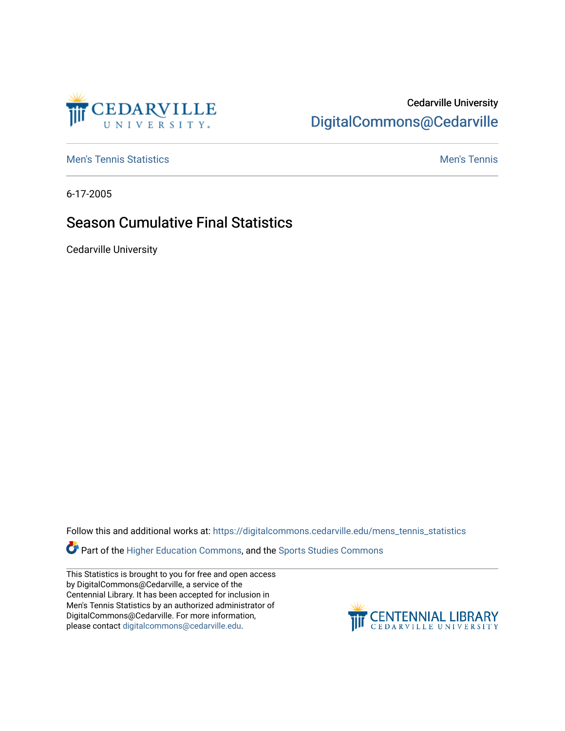Cedarville University
DigitalCommons@Cedarville

Men's Tennis Statistics

Men's Tennis

6-17-2005

# Season Cumulative Final Statistics

Cedarville University

Follow this and additional works at: https://digitalcommons.cedarville.edu/mens_tennis_statistics

Part of the Higher Education Commons, and the Sports Studies Commons

This Statistics is brought to you for free and open access by DigitalCommons@Cedarville, a service of the Centennial Library. It has been accepted for inclusion in Men's Tennis Statistics by an authorized administrator of DigitalCommons@Cedarville. For more information, please contact digitalcommons@cedarville.edu.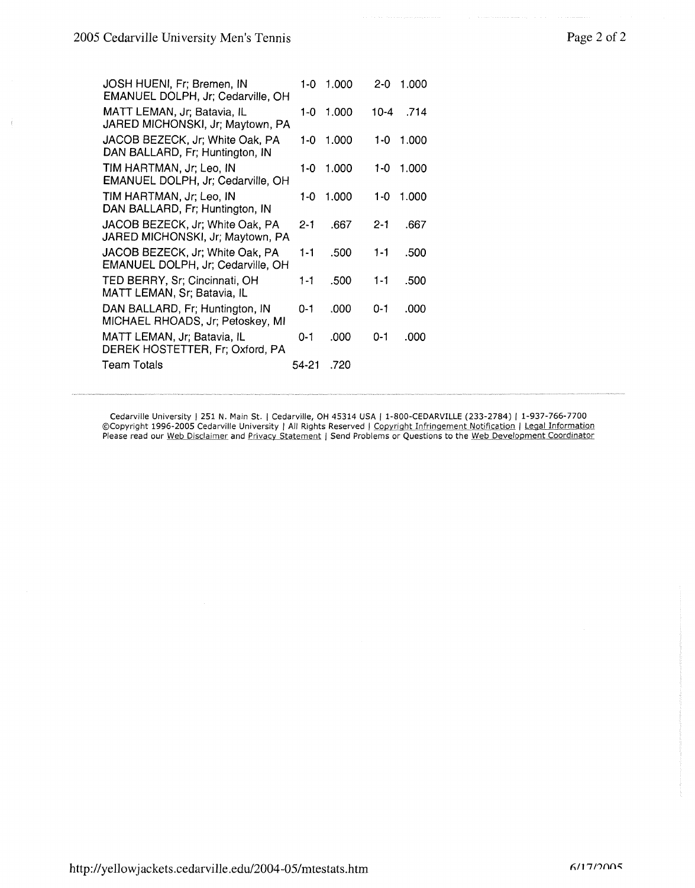| | | | | |
|---|---|---|---|---|
| JOSH HUENI, Fr; Bremen, IN<br>EMANUEL DOLPH, Jr; Cedarville, OH | 1-0 | 1.000 | 2-0 | 1.000 |
| MATT LEMAN, Jr; Batavia, IL<br>JARED MICHONSKI, Jr; Maytown, PA | 1-0 | 1.000 | 10-4 | .714 |
| JACOB BEZECK, Jr; White Oak, PA<br>DAN BALLARD, Fr; Huntington, IN | 1-0 | 1.000 | 1-0 | 1.000 |
| TIM HARTMAN, Jr; Leo, IN<br>EMANUEL DOLPH, Jr; Cedarville, OH | 1-0 | 1.000 | 1-0 | 1.000 |
| TIM HARTMAN, Jr; Leo, IN<br>DAN BALLARD, Fr; Huntington, IN | 1-0 | 1.000 | 1-0 | 1.000 |
| JACOB BEZECK, Jr; White Oak, PA<br>JARED MICHONSKI, Jr; Maytown, PA | 2-1 | .667 | 2-1 | .667 |
| JACOB BEZECK, Jr; White Oak, PA<br>EMANUEL DOLPH, Jr; Cedarville, OH | 1-1 | .500 | 1-1 | .500 |
| TED BERRY, Sr; Cincinnati, OH<br>MATT LEMAN, Sr; Batavia, IL | 1-1 | .500 | 1-1 | .500 |
| DAN BALLARD, Fr; Huntington, IN<br>MICHAEL RHOADS, Jr; Petoskey, MI | 0-1 | .000 | 0-1 | .000 |
| MATT LEMAN, Jr; Batavia, IL<br>DEREK HOSTETTER, Fr; Oxford, PA | 0-1 | .000 | 0-1 | .000 |
| Team Totals | 54-21 | .720 | | |

Cedarville University | 251 N. Main St. | Cedarville, OH 45314 USA | 1-800-CEDARVILLE (233-2784) | 1-937-766-7700
©Copyright 1996-2005 Cedarville University | All Rights Reserved | Copyright Infringement Notification | Legal Information
Please read our Web Disclaimer and Privacy Statement | Send Problems or Questions to the Web Development Coordinator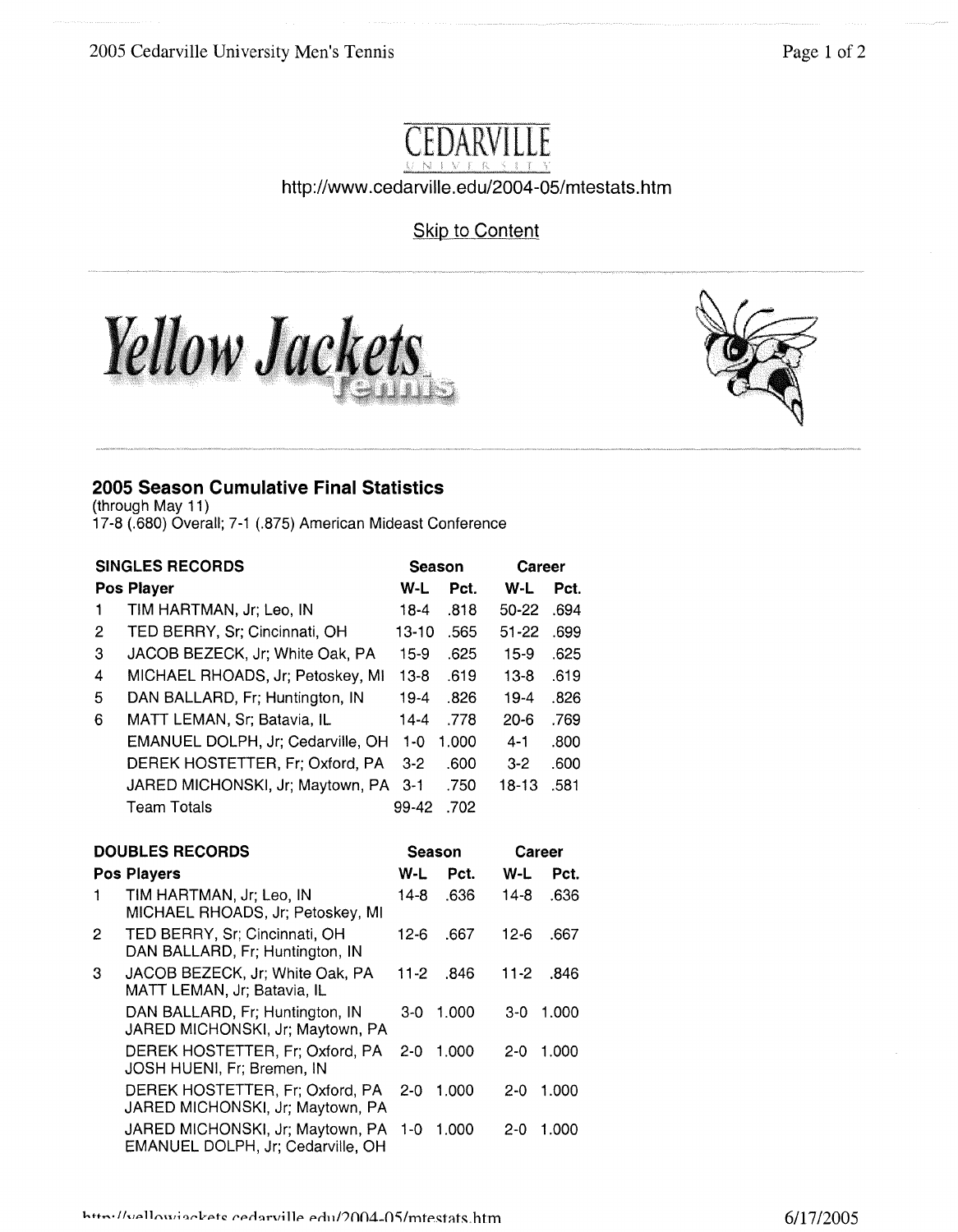CEDARVILLE
UNIVERSITY

http://www.cedarville.edu/2004-05/mtestats.htm

Skip to Content

Yellow Jackets Tennis

## 2005 Season Cumulative Final Statistics

(through May 11)
17-8 (.680) Overall; 7-1 (.875) American Mideast Conference

| SINGLES RECORDS | | Season | | Career | |
|---|---|---|---|---|---|
| Pos | Player | W-L | Pct. | W-L | Pct. |
| 1 | TIM HARTMAN, Jr; Leo, IN | 18-4 | .818 | 50-22 | .694 |
| 2 | TED BERRY, Sr; Cincinnati, OH | 13-10 | .565 | 51-22 | .699 |
| 3 | JACOB BEZECK, Jr; White Oak, PA | 15-9 | .625 | 15-9 | .625 |
| 4 | MICHAEL RHOADS, Jr; Petoskey, MI | 13-8 | .619 | 13-8 | .619 |
| 5 | DAN BALLARD, Fr; Huntington, IN | 19-4 | .826 | 19-4 | .826 |
| 6 | MATT LEMAN, Sr; Batavia, IL | 14-4 | .778 | 20-6 | .769 |
| | EMANUEL DOLPH, Jr; Cedarville, OH | 1-0 | 1.000 | 4-1 | .800 |
| | DEREK HOSTETTER, Fr; Oxford, PA | 3-2 | .600 | 3-2 | .600 |
| | JARED MICHONSKI, Jr; Maytown, PA | 3-1 | .750 | 18-13 | .581 |
| | Team Totals | 99-42 | .702 | | |

| DOUBLES RECORDS | | Season | | Career | |
|---|---|---|---|---|---|
| Pos | Players | W-L | Pct. | W-L | Pct. |
| 1 | TIM HARTMAN, Jr; Leo, IN<br>MICHAEL RHOADS, Jr; Petoskey, MI | 14-8 | .636 | 14-8 | .636 |
| 2 | TED BERRY, Sr; Cincinnati, OH<br>DAN BALLARD, Fr; Huntington, IN | 12-6 | .667 | 12-6 | .667 |
| 3 | JACOB BEZECK, Jr; White Oak, PA<br>MATT LEMAN, Jr; Batavia, IL | 11-2 | .846 | 11-2 | .846 |
| | DAN BALLARD, Fr; Huntington, IN<br>JARED MICHONSKI, Jr; Maytown, PA | 3-0 | 1.000 | 3-0 | 1.000 |
| | DEREK HOSTETTER, Fr; Oxford, PA<br>JOSH HUENI, Fr; Bremen, IN | 2-0 | 1.000 | 2-0 | 1.000 |
| | DEREK HOSTETTER, Fr; Oxford, PA<br>JARED MICHONSKI, Jr; Maytown, PA | 2-0 | 1.000 | 2-0 | 1.000 |
| | JARED MICHONSKI, Jr; Maytown, PA<br>EMANUEL DOLPH, Jr; Cedarville, OH | 1-0 | 1.000 | 2-0 | 1.000 |